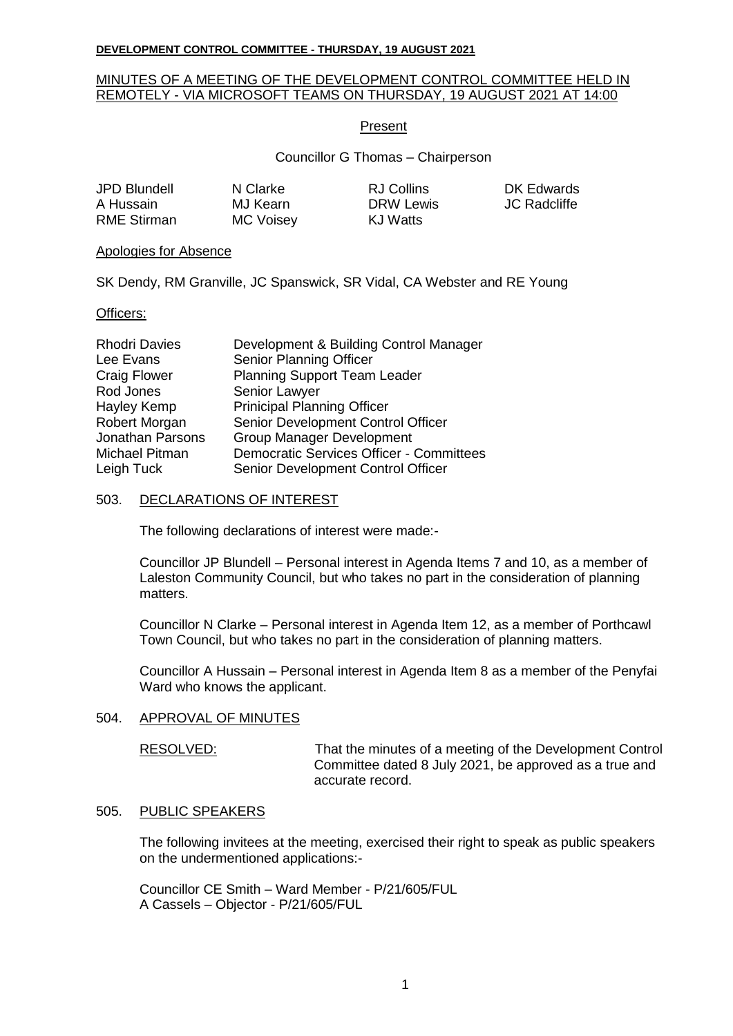**DEVELOPMENT CONTROL COMMITTEE - THURSDAY, 19 AUGUST 2021**

MINUTES OF A MEETING OF THE DEVELOPMENT CONTROL COMMITTEE HELD IN REMOTELY - VIA MICROSOFT TEAMS ON THURSDAY, 19 AUGUST 2021 AT 14:00

Present

Councillor G Thomas – Chairperson

| | | | |
|---|---|---|---|
| JPD Blundell | N Clarke | RJ Collins | DK Edwards |
| A Hussain | MJ Kearn | DRW Lewis | JC Radcliffe |
| RME Stirman | MC Voisey | KJ Watts | |

Apologies for Absence

SK Dendy, RM Granville, JC Spanswick, SR Vidal, CA Webster and RE Young

Officers:

| | |
|---|---|
| Rhodri Davies | Development & Building Control Manager |
| Lee Evans | Senior Planning Officer |
| Craig Flower | Planning Support Team Leader |
| Rod Jones | Senior Lawyer |
| Hayley Kemp | Prinicipal Planning Officer |
| Robert Morgan | Senior Development Control Officer |
| Jonathan Parsons | Group Manager Development |
| Michael Pitman | Democratic Services Officer - Committees |
| Leigh Tuck | Senior Development Control Officer |

503. DECLARATIONS OF INTEREST

The following declarations of interest were made:-

Councillor JP Blundell – Personal interest in Agenda Items 7 and 10, as a member of Laleston Community Council, but who takes no part in the consideration of planning matters.

Councillor N Clarke – Personal interest in Agenda Item 12, as a member of Porthcawl Town Council, but who takes no part in the consideration of planning matters.

Councillor A Hussain – Personal interest in Agenda Item 8 as a member of the Penyfai Ward who knows the applicant.

504. APPROVAL OF MINUTES

RESOLVED: That the minutes of a meeting of the Development Control Committee dated 8 July 2021, be approved as a true and accurate record.

505. PUBLIC SPEAKERS

The following invitees at the meeting, exercised their right to speak as public speakers on the undermentioned applications:-

Councillor CE Smith – Ward Member - P/21/605/FUL
A Cassels – Objector - P/21/605/FUL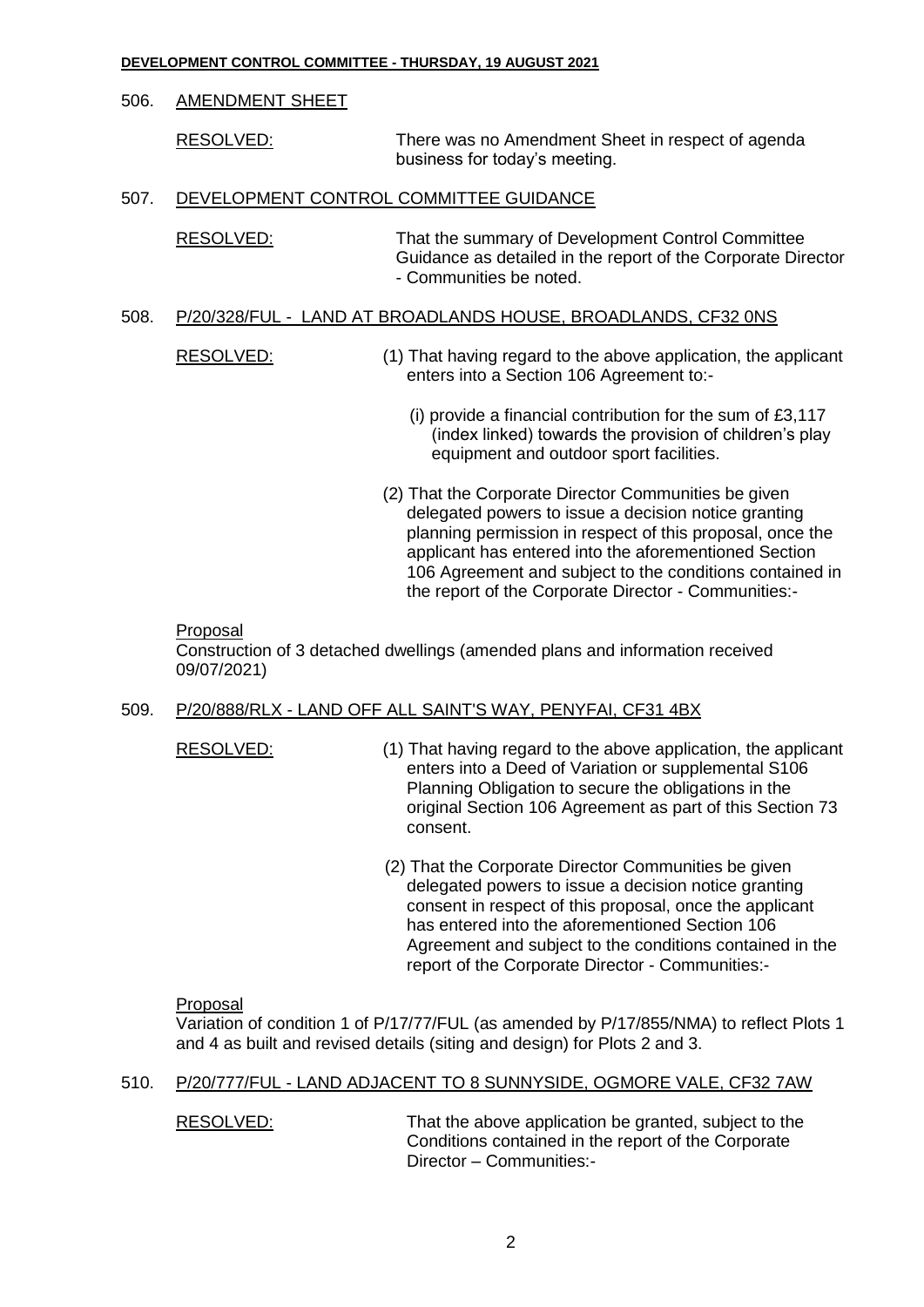506. AMENDMENT SHEET

RESOLVED: There was no Amendment Sheet in respect of agenda business for today's meeting.

507. DEVELOPMENT CONTROL COMMITTEE GUIDANCE

RESOLVED: That the summary of Development Control Committee Guidance as detailed in the report of the Corporate Director - Communities be noted.

508. P/20/328/FUL - LAND AT BROADLANDS HOUSE, BROADLANDS, CF32 0NS

RESOLVED: (1) That having regard to the above application, the applicant enters into a Section 106 Agreement to:-

(i) provide a financial contribution for the sum of £3,117 (index linked) towards the provision of children's play equipment and outdoor sport facilities.

(2) That the Corporate Director Communities be given delegated powers to issue a decision notice granting planning permission in respect of this proposal, once the applicant has entered into the aforementioned Section 106 Agreement and subject to the conditions contained in the report of the Corporate Director - Communities:-

Proposal

Construction of 3 detached dwellings (amended plans and information received 09/07/2021)

509. P/20/888/RLX - LAND OFF ALL SAINT'S WAY, PENYFAI, CF31 4BX

RESOLVED: (1) That having regard to the above application, the applicant enters into a Deed of Variation or supplemental S106 Planning Obligation to secure the obligations in the original Section 106 Agreement as part of this Section 73 consent.

(2) That the Corporate Director Communities be given delegated powers to issue a decision notice granting consent in respect of this proposal, once the applicant has entered into the aforementioned Section 106 Agreement and subject to the conditions contained in the report of the Corporate Director - Communities:-

Proposal

Variation of condition 1 of P/17/77/FUL (as amended by P/17/855/NMA) to reflect Plots 1 and 4 as built and revised details (siting and design) for Plots 2 and 3.

510. P/20/777/FUL - LAND ADJACENT TO 8 SUNNYSIDE, OGMORE VALE, CF32 7AW

RESOLVED: That the above application be granted, subject to the Conditions contained in the report of the Corporate Director – Communities:-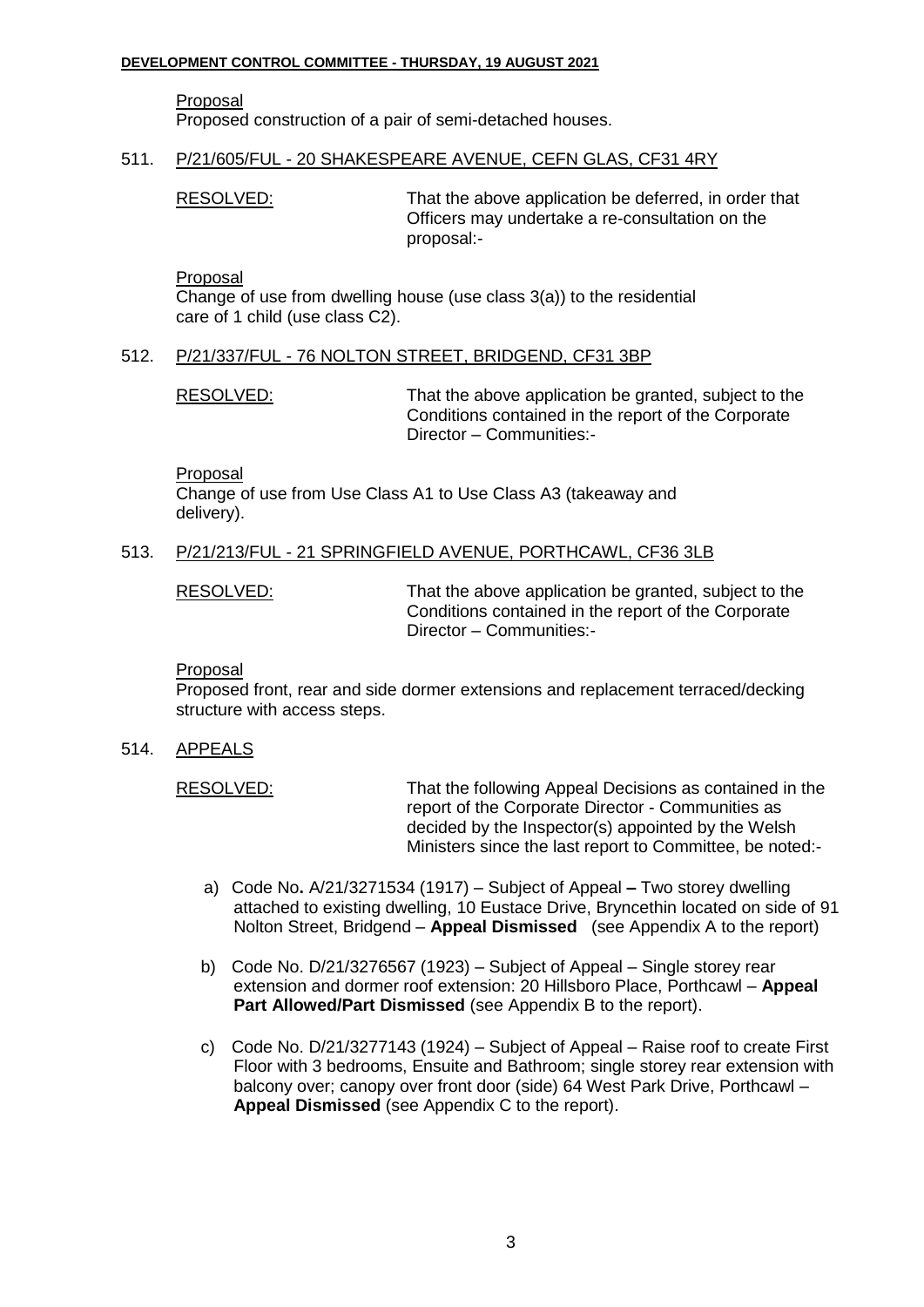Proposal

Proposed construction of a pair of semi-detached houses.

511. P/21/605/FUL - 20 SHAKESPEARE AVENUE, CEFN GLAS, CF31 4RY

RESOLVED: That the above application be deferred, in order that Officers may undertake a re-consultation on the proposal:-

Proposal

Change of use from dwelling house (use class 3(a)) to the residential care of 1 child (use class C2).

512. P/21/337/FUL - 76 NOLTON STREET, BRIDGEND, CF31 3BP

RESOLVED: That the above application be granted, subject to the Conditions contained in the report of the Corporate Director – Communities:-

Proposal

Change of use from Use Class A1 to Use Class A3 (takeaway and delivery).

513. P/21/213/FUL - 21 SPRINGFIELD AVENUE, PORTHCAWL, CF36 3LB

RESOLVED: That the above application be granted, subject to the Conditions contained in the report of the Corporate Director – Communities:-

Proposal

Proposed front, rear and side dormer extensions and replacement terraced/decking structure with access steps.

514. APPEALS

RESOLVED: That the following Appeal Decisions as contained in the report of the Corporate Director - Communities as decided by the Inspector(s) appointed by the Welsh Ministers since the last report to Committee, be noted:-

a) Code No. A/21/3271534 (1917) – Subject of Appeal – Two storey dwelling attached to existing dwelling, 10 Eustace Drive, Bryncethin located on side of 91 Nolton Street, Bridgend – **Appeal Dismissed** (see Appendix A to the report)

b) Code No. D/21/3276567 (1923) – Subject of Appeal – Single storey rear extension and dormer roof extension: 20 Hillsboro Place, Porthcawl – **Appeal Part Allowed/Part Dismissed** (see Appendix B to the report).

c) Code No. D/21/3277143 (1924) – Subject of Appeal – Raise roof to create First Floor with 3 bedrooms, Ensuite and Bathroom; single storey rear extension with balcony over; canopy over front door (side) 64 West Park Drive, Porthcawl – **Appeal Dismissed** (see Appendix C to the report).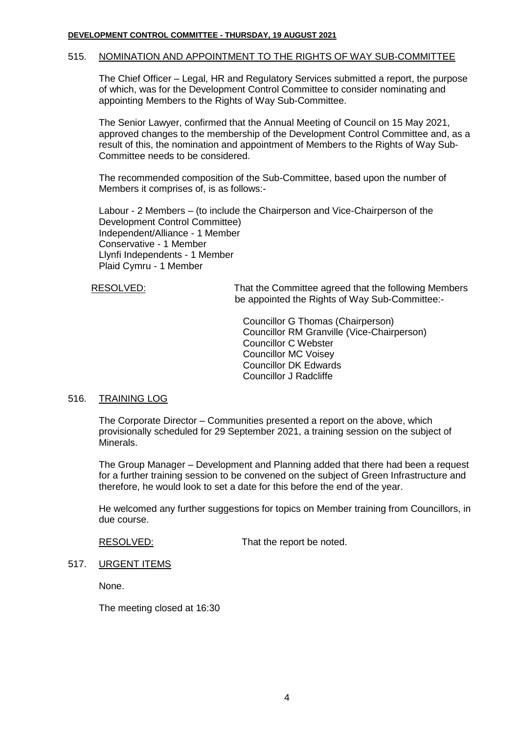## 515. NOMINATION AND APPOINTMENT TO THE RIGHTS OF WAY SUB-COMMITTEE

The Chief Officer – Legal, HR and Regulatory Services submitted a report, the purpose of which, was for the Development Control Committee to consider nominating and appointing Members to the Rights of Way Sub-Committee.

The Senior Lawyer, confirmed that the Annual Meeting of Council on 15 May 2021, approved changes to the membership of the Development Control Committee and, as a result of this, the nomination and appointment of Members to the Rights of Way Sub-Committee needs to be considered.

The recommended composition of the Sub-Committee, based upon the number of Members it comprises of, is as follows:-

Labour - 2 Members – (to include the Chairperson and Vice-Chairperson of the Development Control Committee)
Independent/Alliance - 1 Member
Conservative - 1 Member
Llynfi Independents - 1 Member
Plaid Cymru - 1 Member

RESOLVED: That the Committee agreed that the following Members be appointed the Rights of Way Sub-Committee:-

Councillor G Thomas (Chairperson)
Councillor RM Granville (Vice-Chairperson)
Councillor C Webster
Councillor MC Voisey
Councillor DK Edwards
Councillor J Radcliffe

## 516. TRAINING LOG

The Corporate Director – Communities presented a report on the above, which provisionally scheduled for 29 September 2021, a training session on the subject of Minerals.

The Group Manager – Development and Planning added that there had been a request for a further training session to be convened on the subject of Green Infrastructure and therefore, he would look to set a date for this before the end of the year.

He welcomed any further suggestions for topics on Member training from Councillors, in due course.

RESOLVED: That the report be noted.

## 517. URGENT ITEMS

None.

The meeting closed at 16:30